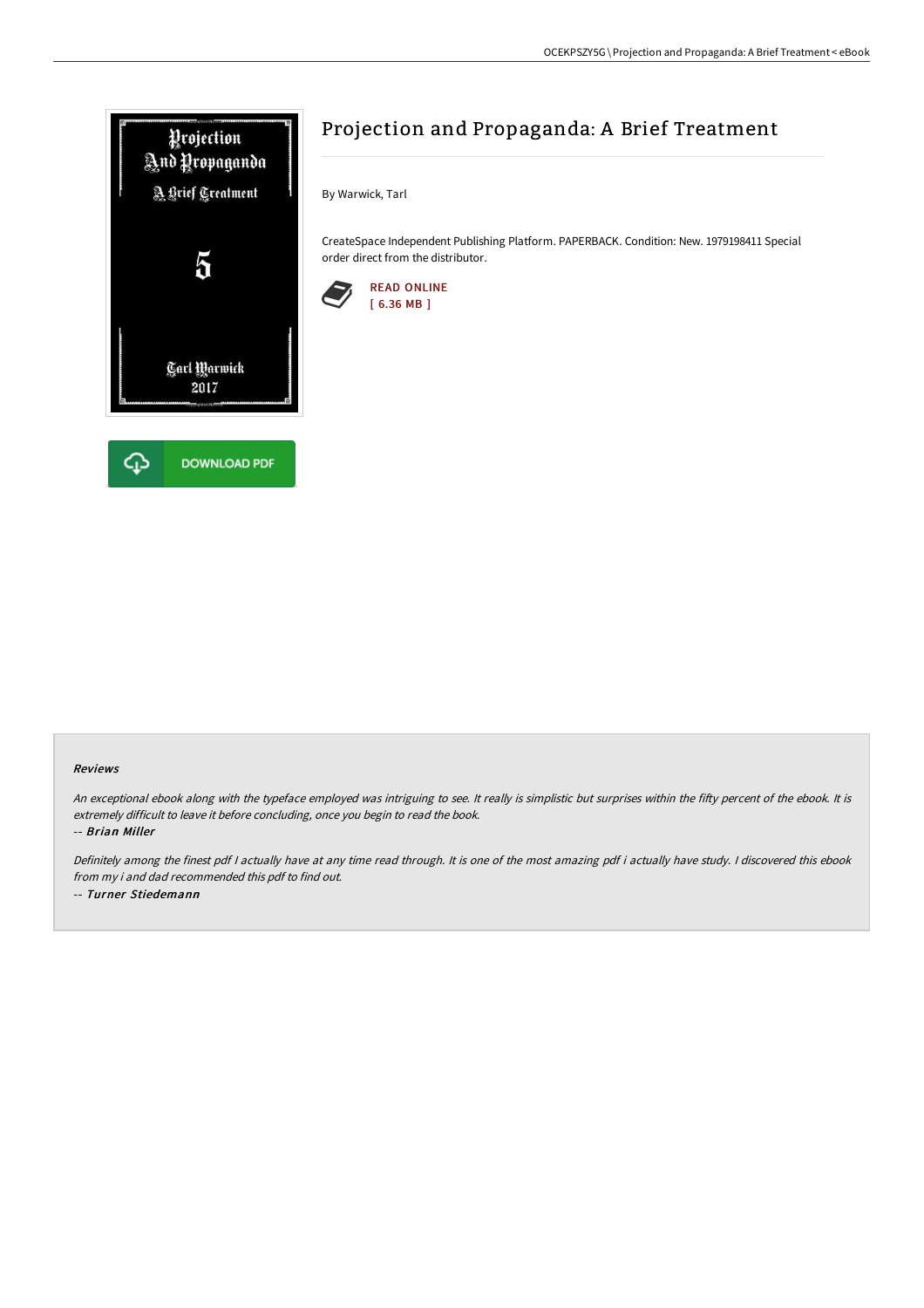# Projection and Propaganda: A Brief Treatment

By Warwick, Tarl

CreateSpace Independent Publishing Platform. PAPERBACK. Condition: New. 1979198411 Special order direct from the distributor.

READ ONLINE
[ 6.36 MB ]

DOWNLOAD PDF

### Reviews

*An exceptional ebook along with the typeface employed was intriguing to see. It really is simplistic but surprises within the fifty percent of the ebook. It is extremely difficult to leave it before concluding, once you begin to read the book.*

-- ***Brian Miller***

*Definitely among the finest pdf I actually have at any time read through. It is one of the most amazing pdf i actually have study. I discovered this ebook from my i and dad recommended this pdf to find out.*

-- ***Turner Stiedemann***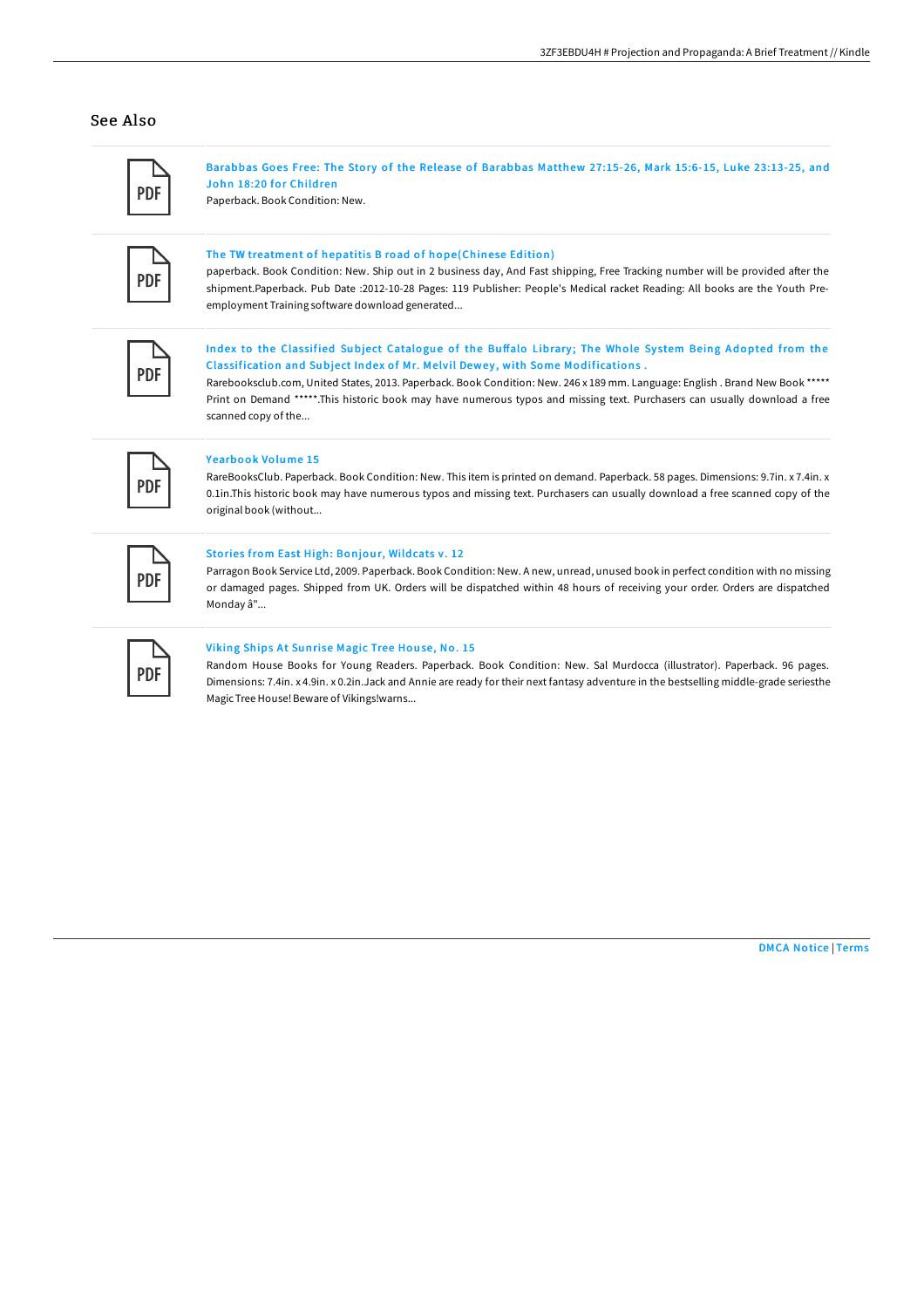## See Also

**Barabbas Goes Free: The Story of the Release of Barabbas Matthew 27:15-26, Mark 15:6-15, Luke 23:13-25, and John 18:20 for Children**

Paperback. Book Condition: New.

**The TW treatment of hepatitis B road of hope(Chinese Edition)**

paperback. Book Condition: New. Ship out in 2 business day, And Fast shipping, Free Tracking number will be provided after the shipment.Paperback. Pub Date :2012-10-28 Pages: 119 Publisher: People's Medical racket Reading: All books are the Youth Pre-employment Training software download generated...

**Index to the Classified Subject Catalogue of the Buffalo Library; The Whole System Being Adopted from the Classification and Subject Index of Mr. Melvil Dewey, with Some Modifications .**

Rarebooksclub.com, United States, 2013. Paperback. Book Condition: New. 246 x 189 mm. Language: English . Brand New Book ***** Print on Demand *****.This historic book may have numerous typos and missing text. Purchasers can usually download a free scanned copy of the...

**Yearbook Volume 15**

RareBooksClub. Paperback. Book Condition: New. This item is printed on demand. Paperback. 58 pages. Dimensions: 9.7in. x 7.4in. x 0.1in.This historic book may have numerous typos and missing text. Purchasers can usually download a free scanned copy of the original book (without...

**Stories from East High: Bonjour, Wildcats v. 12**

Parragon Book Service Ltd, 2009. Paperback. Book Condition: New. A new, unread, unused book in perfect condition with no missing or damaged pages. Shipped from UK. Orders will be dispatched within 48 hours of receiving your order. Orders are dispatched Monday â"...

**Viking Ships At Sunrise Magic Tree House, No. 15**

Random House Books for Young Readers. Paperback. Book Condition: New. Sal Murdocca (illustrator). Paperback. 96 pages. Dimensions: 7.4in. x 4.9in. x 0.2in.Jack and Annie are ready for their next fantasy adventure in the bestselling middle-grade seriesthe Magic Tree House! Beware of Vikings!warns...